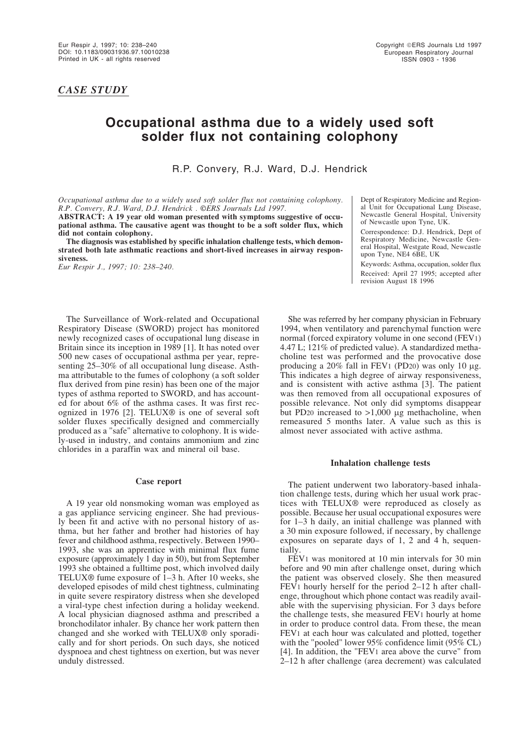*CASE STUDY*

# Occupational asthma due to a widely used soft solder flux not containing colophony

R.P. Convery, R.J. Ward, D.J. Hendrick

*Occupational asthma due to a widely used soft solder flux not containing colophony. R.P. Convery, R.J. Ward, D.J. Hendrick . ©ERS Journals Ltd 1997.*

**ABSTRACT: A 19 year old woman presented with symptoms suggestive of occupational asthma. The causative agent was thought to be a soft solder flux, which did not contain colophony.**

**The diagnosis was established by specific inhalation challenge tests, which demonstrated both late asthmatic reactions and short-lived increases in airway responsiveness.**

*Eur Respir J., 1997; 10: 238–240.*

Dept of Respiratory Medicine and Regional Unit for Occupational Lung Disease, Newcastle General Hospital, University of Newcastle upon Tyne, UK.

Correspondence: D.J. Hendrick, Dept of Respiratory Medicine, Newcastle General Hospital, Westgate Road, Newcastle upon Tyne, NE4 6BE, UK

Keywords: Asthma, occupation, solder flux

Received: April 27 1995; accepted after revision August 18 1996

The Surveillance of Work-related and Occupational Respiratory Disease (SWORD) project has monitored newly recognized cases of occupational lung disease in Britain since its inception in 1989 [1]. It has noted over 500 new cases of occupational asthma per year, representing 25–30% of all occupational lung disease. Asthma attributable to the fumes of colophony (a soft solder flux derived from pine resin) has been one of the major types of asthma reported to SWORD, and has accounted for about 6% of the asthma cases. It was first recognized in 1976 [2]. TELUX® is one of several soft solder fluxes specifically designed and commercially produced as a "safe" alternative to colophony. It is widely-used in industry, and contains ammonium and zinc chlorides in a paraffin wax and mineral oil base.

### Case report

A 19 year old nonsmoking woman was employed as a gas appliance servicing engineer. She had previously been fit and active with no personal history of asthma, but her father and brother had histories of hay fever and childhood asthma, respectively. Between 1990–1993, she was an apprentice with minimal flux fume exposure (approximately 1 day in 50), but from September 1993 she obtained a fulltime post, which involved daily TELUX® fume exposure of 1–3 h. After 10 weeks, she developed episodes of mild chest tightness, culminating in quite severe respiratory distress when she developed a viral-type chest infection during a holiday weekend. A local physician diagnosed asthma and prescribed a bronchodilator inhaler. By chance her work pattern then changed and she worked with TELUX® only sporadically and for short periods. On such days, she noticed dyspnoea and chest tightness on exertion, but was never unduly distressed.

She was referred by her company physician in February 1994, when ventilatory and parenchymal function were normal (forced expiratory volume in one second ($FEV_1$) 4.47 L; 121% of predicted value). A standardized methacholine test was performed and the provocative dose producing a 20% fall in $FEV_1$ ($PD_{20}$) was only 10 µg. This indicates a high degree of airway responsiveness, and is consistent with active asthma [3]. The patient was then removed from all occupational exposures of possible relevance. Not only did symptoms disappear but $PD_{20}$ increased to >1,000 µg methacholine, when remeasured 5 months later. A value such as this is almost never associated with active asthma.

### Inhalation challenge tests

The patient underwent two laboratory-based inhalation challenge tests, during which her usual work practices with TELUX® were reproduced as closely as possible. Because her usual occupational exposures were for 1–3 h daily, an initial challenge was planned with a 30 min exposure followed, if necessary, by challenge exposures on separate days of 1, 2 and 4 h, sequentially.

$FEV_1$ was monitored at 10 min intervals for 30 min before and 90 min after challenge onset, during which the patient was observed closely. She then measured $FEV_1$ hourly herself for the period 2–12 h after challenge, throughout which phone contact was readily available with the supervising physician. For 3 days before the challenge tests, she measured $FEV_1$ hourly at home in order to produce control data. From these, the mean $FEV_1$ at each hour was calculated and plotted, together with the "pooled" lower 95% confidence limit (95% CL) [4]. In addition, the "$FEV_1$ area above the curve" from 2–12 h after challenge (area decrement) was calculated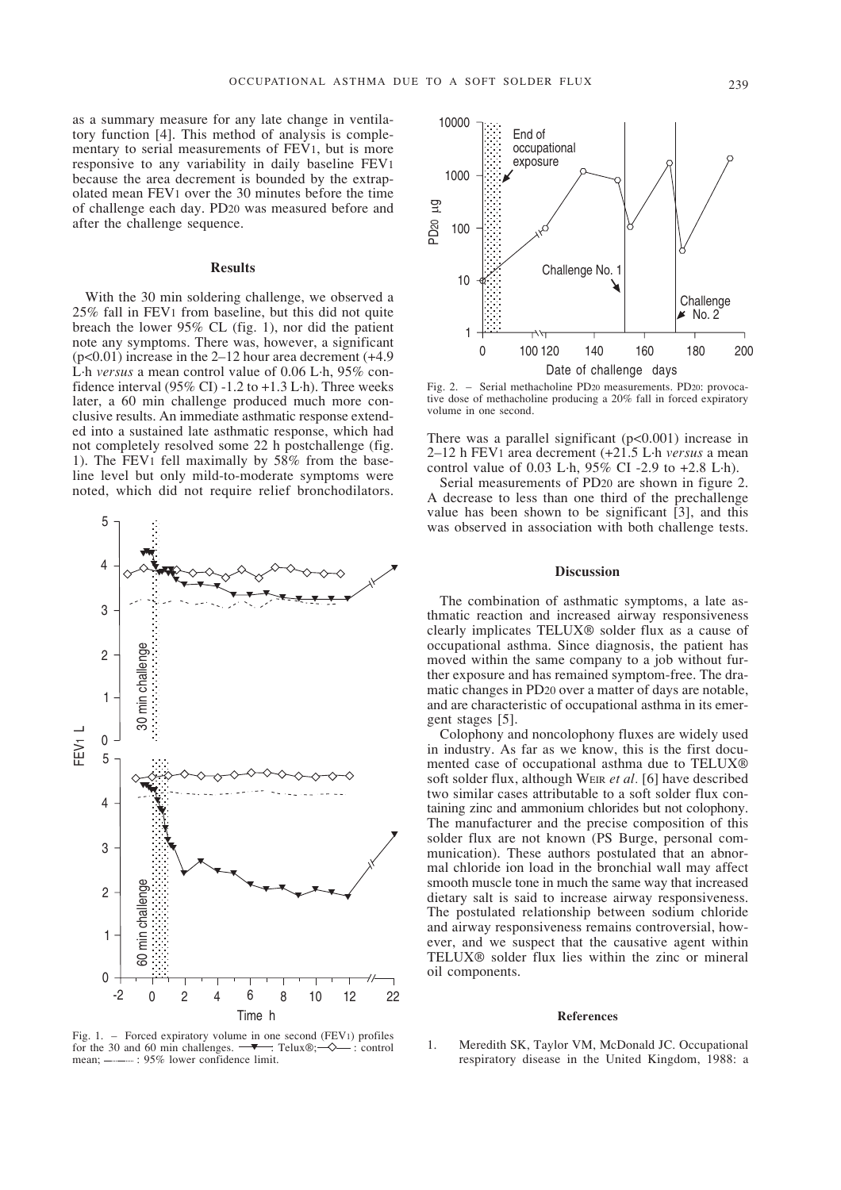as a summary measure for any late change in ventilatory function [4]. This method of analysis is complementary to serial measurements of $FEV_1$, but is more responsive to any variability in daily baseline $FEV_1$ because the area decrement is bounded by the extrapolated mean $FEV_1$ over the 30 minutes before the time of challenge each day. $PD_{20}$ was measured before and after the challenge sequence.

## Results

With the 30 min soldering challenge, we observed a 25% fall in $FEV_1$ from baseline, but this did not quite breach the lower 95% CL (fig. 1), nor did the patient note any symptoms. There was, however, a significant ($p<0.01$) increase in the 2–12 hour area decrement (+4.9 L·h *versus* a mean control value of 0.06 L·h, 95% confidence interval (95% CI) -1.2 to +1.3 L·h). Three weeks later, a 60 min challenge produced much more conclusive results. An immediate asthmatic response extended into a sustained late asthmatic response, which had not completely resolved some 22 h postchallenge (fig. 1). The $FEV_1$ fell maximally by 58% from the baseline level but only mild-to-moderate symptoms were noted, which did not require relief bronchodilators.

Fig. 1. – Forced expiratory volume in one second ($FEV_1$) profiles for the 30 and 60 min challenges. —▼—: Telux®; —◇—: control mean; —·—·—: 95% lower confidence limit.

Fig. 2. – Serial methacholine $PD_{20}$ measurements. $PD_{20}$: provocative dose of methacholine producing a 20% fall in forced expiratory volume in one second.

There was a parallel significant ($p<0.001$) increase in 2–12 h $FEV_1$ area decrement (+21.5 L·h *versus* a mean control value of 0.03 L·h, 95% CI -2.9 to +2.8 L·h).

Serial measurements of $PD_{20}$ are shown in figure 2. A decrease to less than one third of the prechallenge value has been shown to be significant [3], and this was observed in association with both challenge tests.

## Discussion

The combination of asthmatic symptoms, a late asthmatic reaction and increased airway responsiveness clearly implicates TELUX® solder flux as a cause of occupational asthma. Since diagnosis, the patient has moved within the same company to a job without further exposure and has remained symptom-free. The dramatic changes in $PD_{20}$ over a matter of days are notable, and are characteristic of occupational asthma in its emergent stages [5].

Colophony and noncolophony fluxes are widely used in industry. As far as we know, this is the first documented case of occupational asthma due to TELUX® soft solder flux, although WEIR *et al*. [6] have described two similar cases attributable to a soft solder flux containing zinc and ammonium chlorides but not colophony. The manufacturer and the precise composition of this solder flux are not known (PS Burge, personal communication). These authors postulated that an abnormal chloride ion load in the bronchial wall may affect smooth muscle tone in much the same way that increased dietary salt is said to increase airway responsiveness. The postulated relationship between sodium chloride and airway responsiveness remains controversial, however, and we suspect that the causative agent within TELUX® solder flux lies within the zinc or mineral oil components.

## References

1. Meredith SK, Taylor VM, McDonald JC. Occupational respiratory disease in the United Kingdom, 1988: a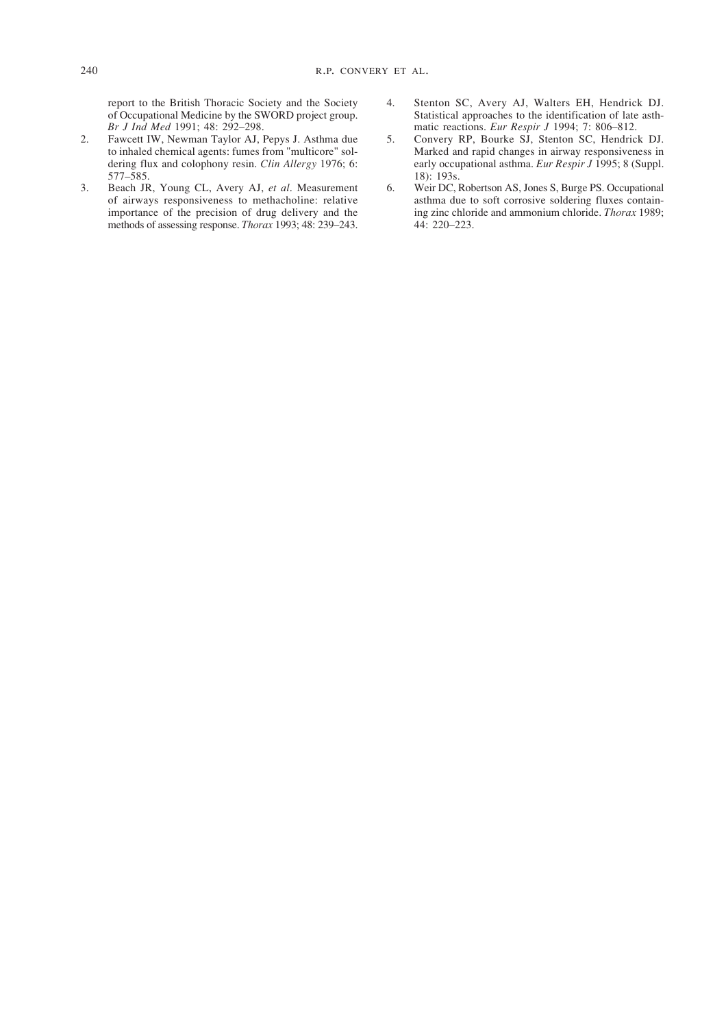report to the British Thoracic Society and the Society of Occupational Medicine by the SWORD project group. *Br J Ind Med* 1991; 48: 292–298.

2. Fawcett IW, Newman Taylor AJ, Pepys J. Asthma due to inhaled chemical agents: fumes from "multicore" soldering flux and colophony resin. *Clin Allergy* 1976; 6: 577–585.
3. Beach JR, Young CL, Avery AJ, *et al*. Measurement of airways responsiveness to methacholine: relative importance of the precision of drug delivery and the methods of assessing response. *Thorax* 1993; 48: 239–243.
4. Stenton SC, Avery AJ, Walters EH, Hendrick DJ. Statistical approaches to the identification of late asthmatic reactions. *Eur Respir J* 1994; 7: 806–812.
5. Convery RP, Bourke SJ, Stenton SC, Hendrick DJ. Marked and rapid changes in airway responsiveness in early occupational asthma. *Eur Respir J* 1995; 8 (Suppl. 18): 193s.
6. Weir DC, Robertson AS, Jones S, Burge PS. Occupational asthma due to soft corrosive soldering fluxes containing zinc chloride and ammonium chloride. *Thorax* 1989; 44: 220–223.